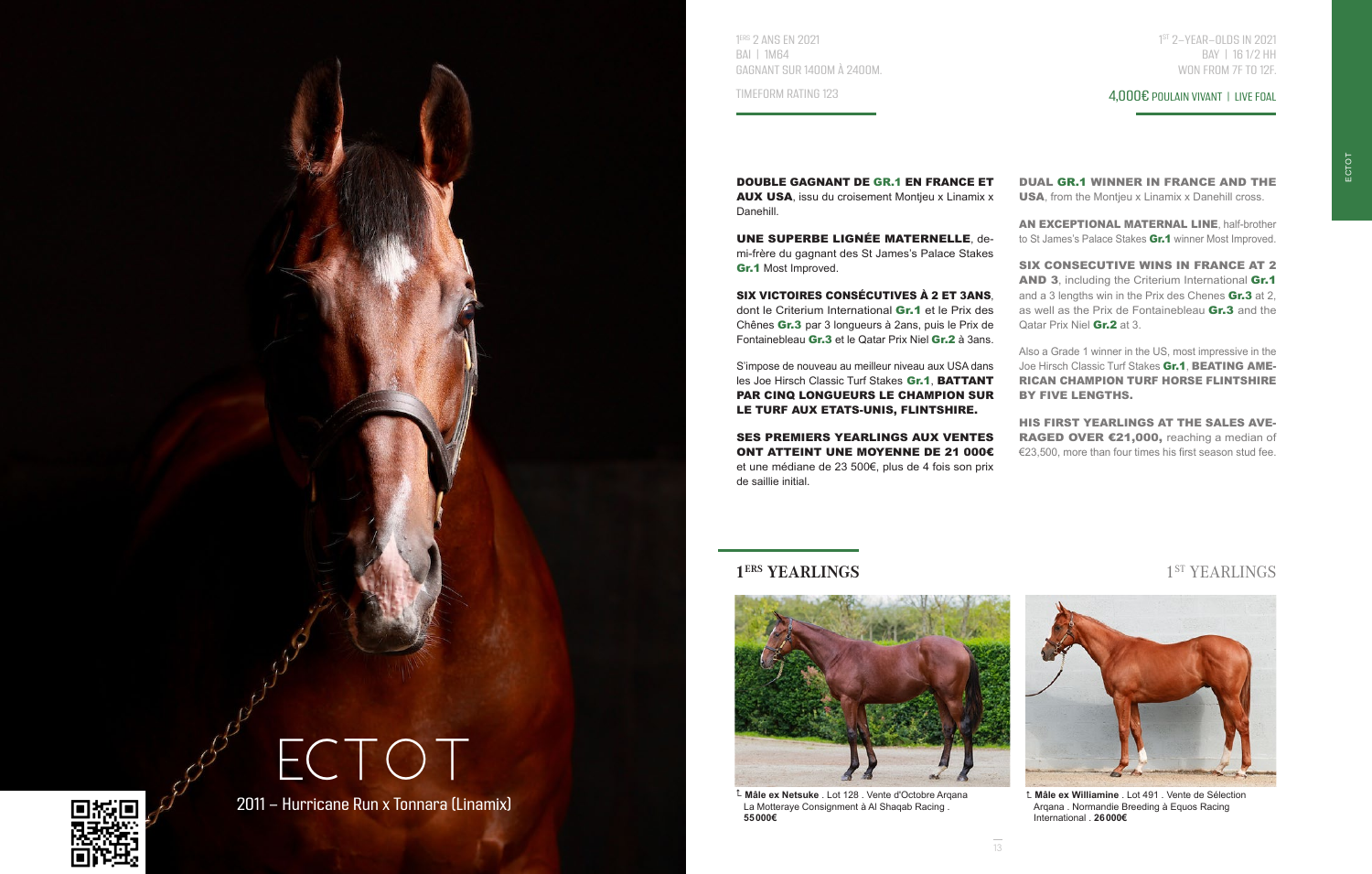# ECTOT

2011 – Hurricane Run x Tonnara (Linamix)

1ERS 2 ANS EN 2021
BAI | 1M64
GAGNANT SUR 1400M À 2400M.

TIMEFORM RATING 123

1ST 2-YEAR-OLDS IN 2021
BAY | 16 1/2 HH
WON FROM 7F TO 12F.

4,000€ POULAIN VIVANT | LIVE FOAL

**DOUBLE GAGNANT DE GR.1 EN FRANCE ET AUX USA**, issu du croisement Montjeu x Linamix x Danehill.

**UNE SUPERBE LIGNÉE MATERNELLE**, demi-frère du gagnant des St James's Palace Stakes **Gr.1** Most Improved.

**SIX VICTOIRES CONSÉCUTIVES À 2 ET 3ANS**, dont le Criterium International **Gr.1** et le Prix des Chênes **Gr.3** par 3 longueurs à 2ans, puis le Prix de Fontainebleau **Gr.3** et le Qatar Prix Niel **Gr.2** à 3ans.

S'impose de nouveau au meilleur niveau aux USA dans les Joe Hirsch Classic Turf Stakes **Gr.1**, **BATTANT PAR CINQ LONGUEURS LE CHAMPION SUR LE TURF AUX ETATS-UNIS, FLINTSHIRE.**

**SES PREMIERS YEARLINGS AUX VENTES ONT ATTEINT UNE MOYENNE DE 21 000€** et une médiane de 23 500€, plus de 4 fois son prix de saillie initial.

**DUAL GR.1 WINNER IN FRANCE AND THE USA**, from the Montjeu x Linamix x Danehill cross.

**AN EXCEPTIONAL MATERNAL LINE**, half-brother to St James's Palace Stakes **Gr.1** winner Most Improved.

**SIX CONSECUTIVE WINS IN FRANCE AT 2 AND 3**, including the Criterium International **Gr.1** and a 3 lengths win in the Prix des Chenes **Gr.3** at 2, as well as the Prix de Fontainebleau **Gr.3** and the Qatar Prix Niel **Gr.2** at 3.

Also a Grade 1 winner in the US, most impressive in the Joe Hirsch Classic Turf Stakes **Gr.1**, **BEATING AMERICAN CHAMPION TURF HORSE FLINTSHIRE BY FIVE LENGTHS.**

**HIS FIRST YEARLINGS AT THE SALES AVERAGED OVER €21,000,** reaching a median of €23,500, more than four times his first season stud fee.

## 1ERS YEARLINGS

**Mâle ex Netsuke** . Lot 128 . Vente d'Octobre Arqana
La Motteraye Consignment à Al Shaqab Racing .
**55000€**

## 1ST YEARLINGS

**Mâle ex Williamine** . Lot 491 . Vente de Sélection Arqana . Normandie Breeding à Equos Racing International . **26000€**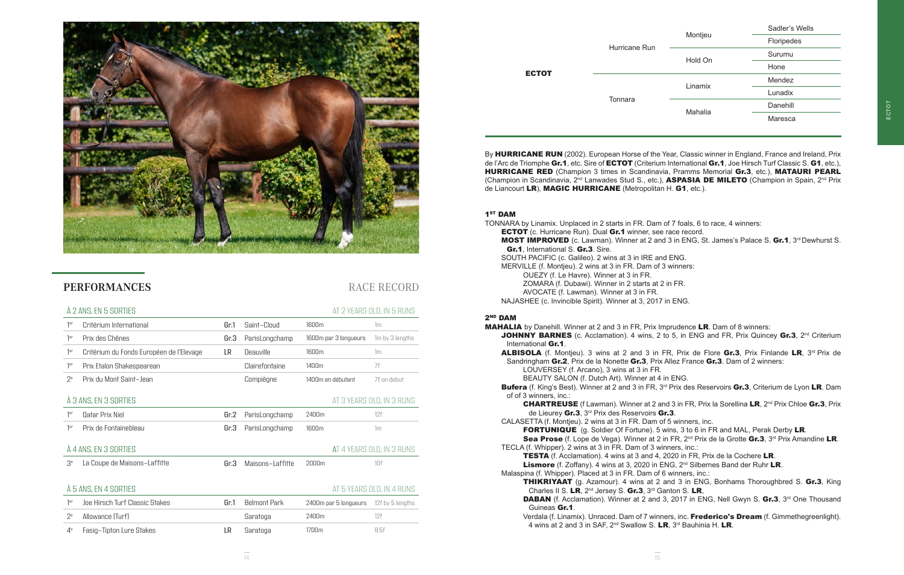## PERFORMANCES

RACE RECORD

| À 2 ANS, EN 5 SORTIES | | | | | AT 2 YEARS OLD, IN 5 RUNS |
|---|---|---|---|---|---|
| 1er | Critérium International | Gr.1 | Saint-Cloud | 1600m | 1m |
| 1er | Prix des Chênes | Gr.3 | ParisLongchamp | 1600m par 3 longueurs | 1m by 3 lengths |
| 1er | Critérium du Fonds Européen de l'Elevage | LR | Deauville | 1600m | 1m |
| 1er | Prix Etalon Shakespearean | | Clairefontaine | 1400m | 7f |
| 2e | Prix du Mont Saint-Jean | | Compiègne | 1400m en débutant | 7f on debut |
| **À 3 ANS, EN 3 SORTIES** | | | | | **AT 3 YEARS OLD, IN 3 RUNS** |
| 1er | Qatar Prix Niel | Gr.2 | ParisLongchamp | 2400m | 12f |
| 1er | Prix de Fontainebleau | Gr.3 | ParisLongchamp | 1600m | 1m |
| **À 4 ANS, EN 3 SORTIES** | | | | | **AT 4 YEARS OLD, IN 3 RUNS** |
| 3e | La Coupe de Maisons-Laffitte | Gr.3 | Maisons-Laffitte | 2000m | 10f |
| **À 5 ANS, EN 4 SORTIES** | | | | | **AT 5 YEARS OLD, IN 4 RUNS** |
| 1er | Joe Hirsch Turf Classic Stakes | Gr.1 | Belmont Park | 2400m par 5 longueurs | 12f by 5 lengths |
| 2e | Allowance (Turf) | | Saratoga | 2400m | 12f |
| 4e | Fasig-Tipton Lure Stakes | LR | Saratoga | 1700m | 8.5f |

| | | | |
|---|---|---|---|
| **ECTOT** | Hurricane Run | Montjeu | Sadler's Wells |
| | | | Floripedes |
| | | Hold On | Surumu |
| | | | Hone |
| | Tonnara | Linamix | Mendez |
| | | | Lunadix |
| | | Mahalia | Danehill |
| | | | Maresca |

By **HURRICANE RUN** (2002). European Horse of the Year, Classic winner in England, France and Ireland, Prix de l'Arc de Triomphe **Gr.1**, etc. Sire of **ECTOT** (Criterium International **Gr.1**, Joe Hirsch Turf Classic S. **G1**, etc.), **HURRICANE RED** (Champion 3 times in Scandinavia, Pramms Memorial **Gr.3**, etc.), **MATAURI PEARL** (Champion in Scandinavia, 2nd Lanwades Stud S., etc.), **ASPASIA DE MILETO** (Champion in Spain, 2nd Prix de Liancourt **LR**), **MAGIC HURRICANE** (Metropolitan H. **G1**, etc.).

### 1ST DAM

TONNARA by Linamix. Unplaced in 2 starts in FR. Dam of 7 foals, 6 to race, 4 winners:

- **ECTOT** (c. Hurricane Run). Dual **Gr.1** winner, see race record.
- **MOST IMPROVED** (c. Lawman). Winner at 2 and 3 in ENG, St. James's Palace S. **Gr.1**, 3rd Dewhurst S. **Gr.1**, International S. **Gr.3**. Sire.
- SOUTH PACIFIC (c. Galileo). 2 wins at 3 in IRE and ENG.
- MERVILLE (f. Montjeu). 2 wins at 3 in FR. Dam of 3 winners:
  - OUEZY (f. Le Havre). Winner at 3 in FR.
  - ZOMARA (f. Dubawi). Winner in 2 starts at 2 in FR.
  - AVOCATE (f. Lawman). Winner at 3 in FR.
- NAJASHEE (c. Invincible Spirit). Winner at 3, 2017 in ENG.

### 2ND DAM

**MAHALIA** by Danehill. Winner at 2 and 3 in FR, Prix Imprudence **LR**. Dam of 8 winners:

- **JOHNNY BARNES** (c. Acclamation). 4 wins, 2 to 5, in ENG and FR, Prix Quincey **Gr.3**, 2nd Criterium International **Gr.1**.
- **ALBISOLA** (f. Montjeu). 3 wins at 2 and 3 in FR, Prix de Flore **Gr.3**, Prix Finlande **LR**, 3rd Prix de Sandringham **Gr.2**, Prix de la Nonette **Gr.3**, Prix Allez France **Gr.3**. Dam of 2 winners:
  - LOUVERSEY (f. Arcano), 3 wins at 3 in FR.
  - BEAUTY SALON (f. Dutch Art). Winner at 4 in ENG.
- **Bufera** (f. King's Best). Winner at 2 and 3 in FR, 3rd Prix des Reservoirs **Gr.3**, Criterium de Lyon **LR**. Dam of of 3 winners, inc.:
  - **CHARTREUSE** (f Lawman). Winner at 2 and 3 in FR, Prix la Sorellina **LR**, 2nd Prix Chloe **Gr.3**, Prix de Lieurey **Gr.3**, 3rd Prix des Reservoirs **Gr.3**.
- CALASETTA (f. Montjeu). 2 wins at 3 in FR. Dam of 5 winners, inc.
  - **FORTUNIQUE** (g. Soldier Of Fortune). 5 wins, 3 to 6 in FR and MAL, Perak Derby **LR**.
  - **Sea Prose** (f. Lope de Vega). Winner at 2 in FR, 2nd Prix de la Grotte **Gr.3**, 3rd Prix Amandine **LR**.
- TECLA (f. Whipper). 2 wins at 3 in FR. Dam of 3 winners, inc.:
  - **TESTA** (f. Acclamation). 4 wins at 3 and 4, 2020 in FR, Prix de la Cochere **LR**.
  - **Lismore** (f. Zoffany). 4 wins at 3, 2020 in ENG, 2nd Silbernes Band der Ruhr **LR**.
- Malaspina (f. Whipper). Placed at 3 in FR. Dam of 6 winners, inc.:
  - **THIKRIYAAT** (g. Azamour). 4 wins at 2 and 3 in ENG, Bonhams Thoroughbred S. **Gr.3**, King Charles II S. **LR**, 2nd Jersey S. **Gr.3**, 3rd Ganton S. **LR**,
  - **DABAN** (f. Acclamation). Winner at 2 and 3, 2017 in ENG, Nell Gwyn S. **Gr.3**, 3rd One Thousand Guineas **Gr.1**.
  - Verdala (f. Linamix). Unraced. Dam of 7 winners, inc. **Frederico's Dream** (f. Gimmethegreenlight). 4 wins at 2 and 3 in SAF, 2nd Swallow S. **LR**, 3rd Bauhinia H. **LR**.